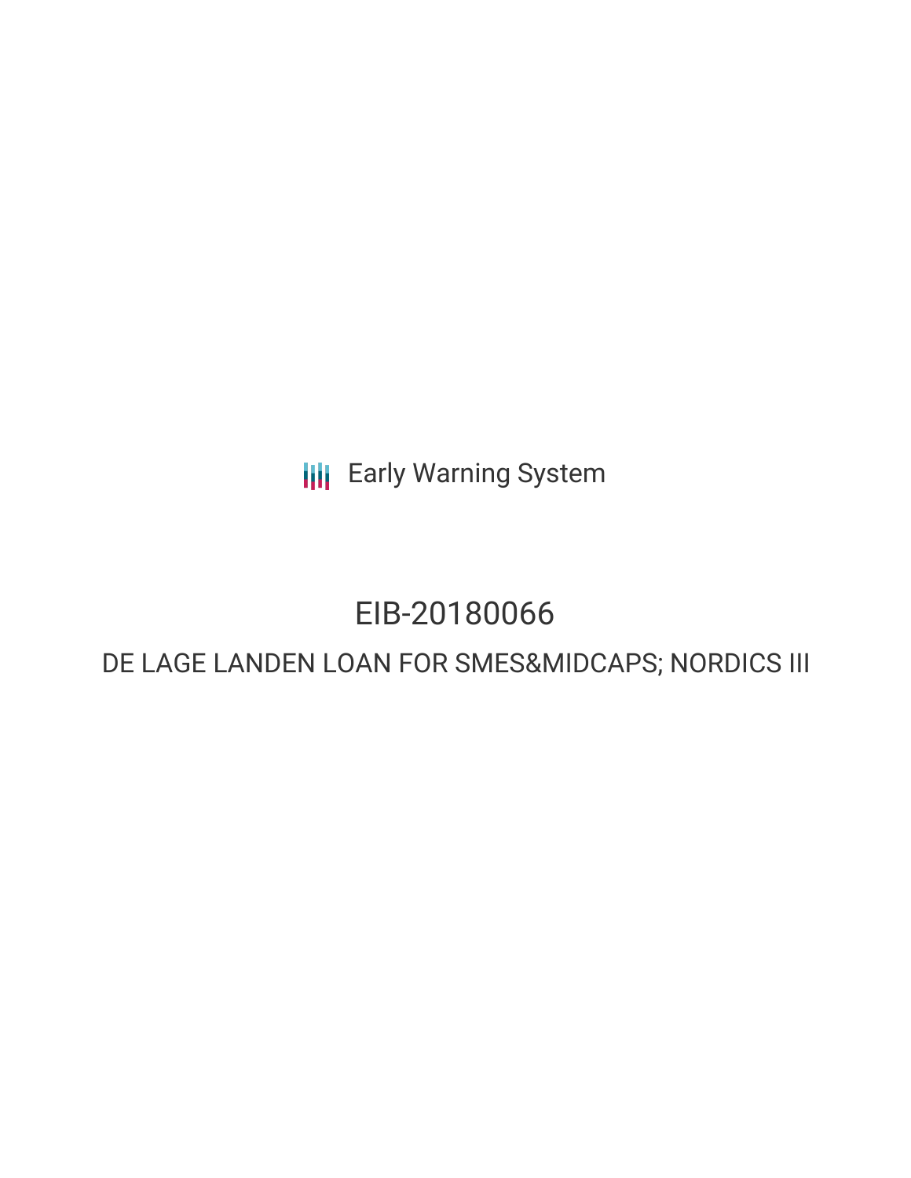Early Warning System

# EIB-20180066

## DE LAGE LANDEN LOAN FOR SMES&MIDCAPS; NORDICS III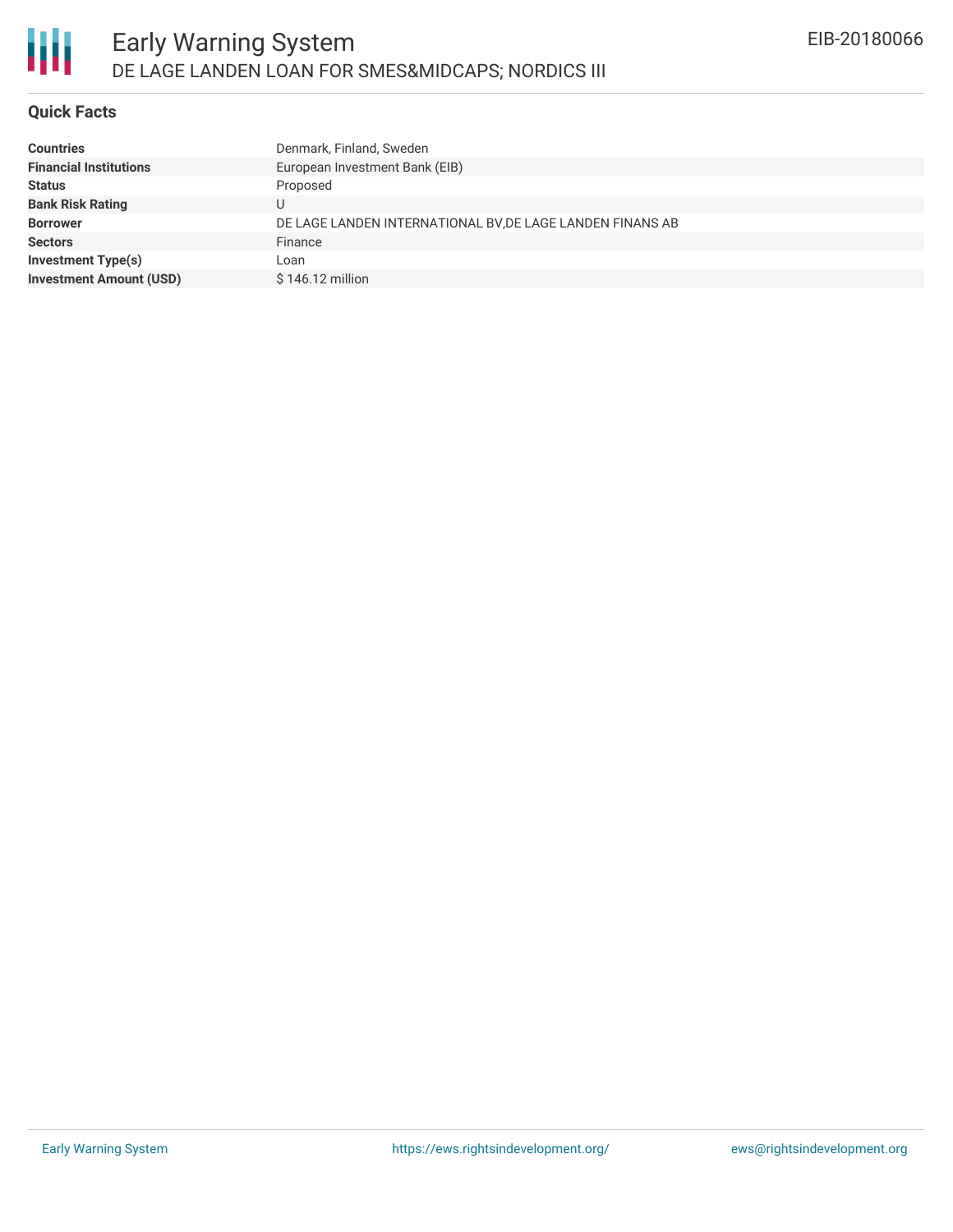# Early Warning System

## DE LAGE LANDEN LOAN FOR SMES&MIDCAPS; NORDICS III

EIB-20180066

### Quick Facts

| | |
|---|---|
| **Countries** | Denmark, Finland, Sweden |
| **Financial Institutions** | European Investment Bank (EIB) |
| **Status** | Proposed |
| **Bank Risk Rating** | U |
| **Borrower** | DE LAGE LANDEN INTERNATIONAL BV,DE LAGE LANDEN FINANS AB |
| **Sectors** | Finance |
| **Investment Type(s)** | Loan |
| **Investment Amount (USD)** | $ 146.12 million |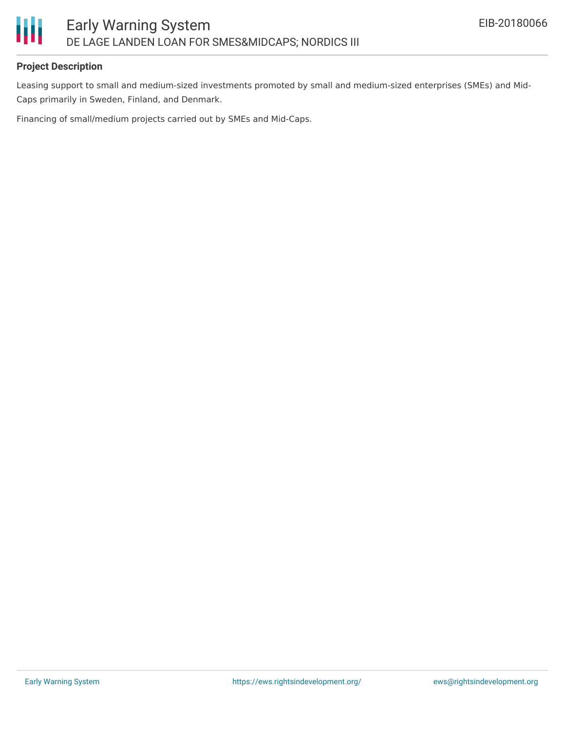### Project Description

Leasing support to small and medium-sized investments promoted by small and medium-sized enterprises (SMEs) and Mid-Caps primarily in Sweden, Finland, and Denmark.

Financing of small/medium projects carried out by SMEs and Mid-Caps.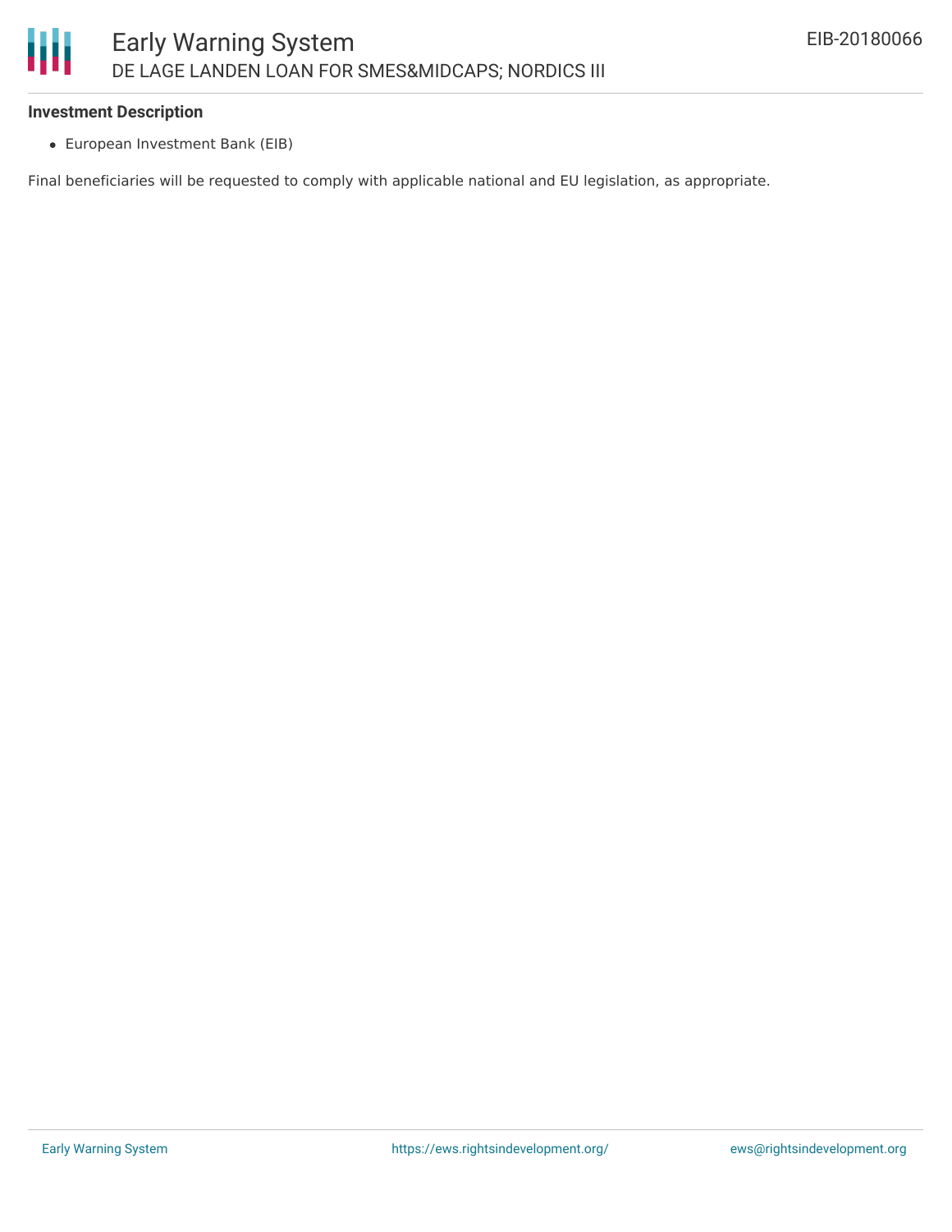**Investment Description**

- European Investment Bank (EIB)

Final beneficiaries will be requested to comply with applicable national and EU legislation, as appropriate.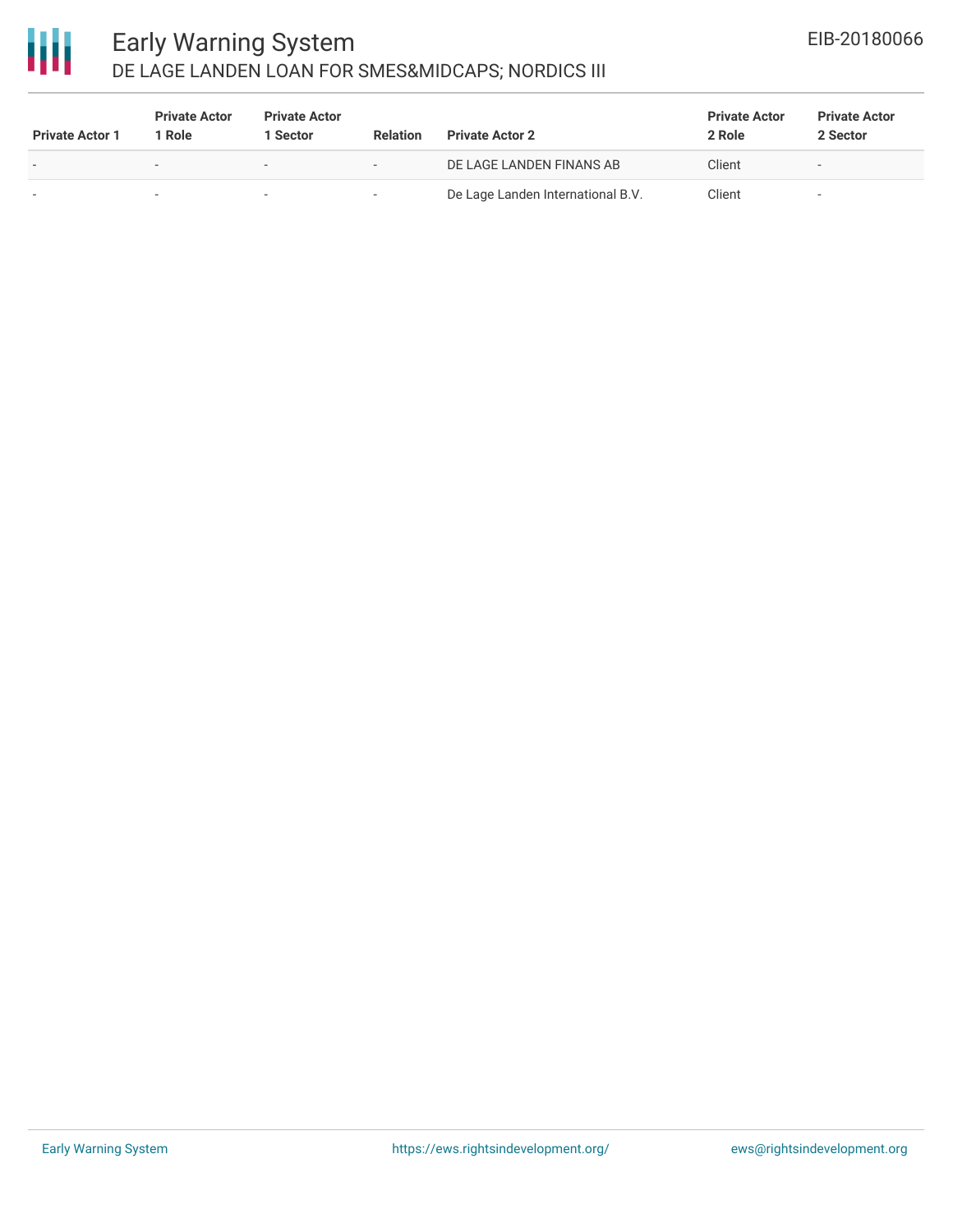| Private Actor 1 | Private Actor 1 Role | Private Actor 1 Sector | Relation | Private Actor 2 | Private Actor 2 Role | Private Actor 2 Sector |
| --- | --- | --- | --- | --- | --- | --- |
| - | - | - | - | DE LAGE LANDEN FINANS AB | Client | - |
| - | - | - | - | De Lage Landen International B.V. | Client | - |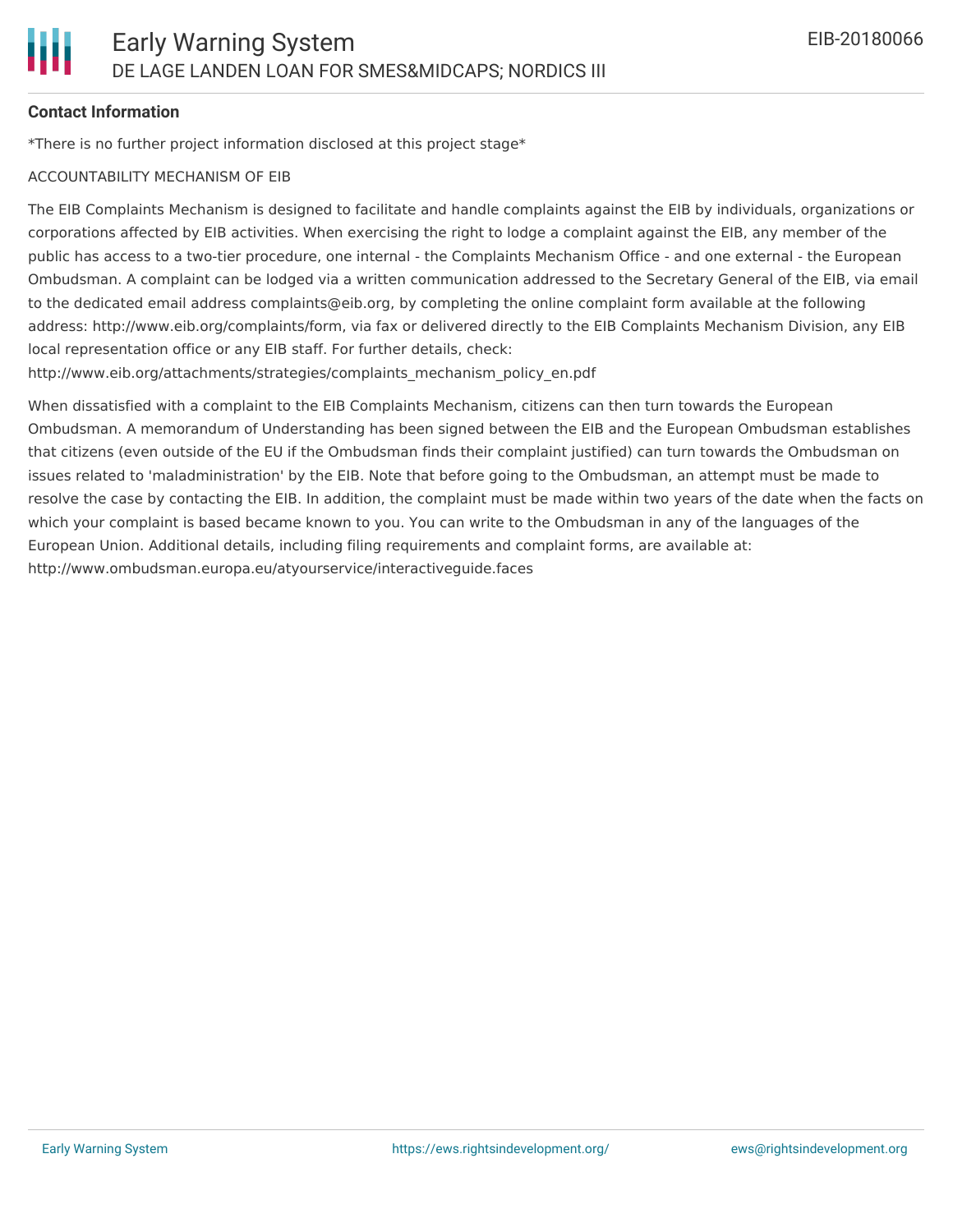## Contact Information

*There is no further project information disclosed at this project stage*

ACCOUNTABILITY MECHANISM OF EIB

The EIB Complaints Mechanism is designed to facilitate and handle complaints against the EIB by individuals, organizations or corporations affected by EIB activities. When exercising the right to lodge a complaint against the EIB, any member of the public has access to a two-tier procedure, one internal - the Complaints Mechanism Office - and one external - the European Ombudsman. A complaint can be lodged via a written communication addressed to the Secretary General of the EIB, via email to the dedicated email address complaints@eib.org, by completing the online complaint form available at the following address: http://www.eib.org/complaints/form, via fax or delivered directly to the EIB Complaints Mechanism Division, any EIB local representation office or any EIB staff. For further details, check: http://www.eib.org/attachments/strategies/complaints_mechanism_policy_en.pdf

When dissatisfied with a complaint to the EIB Complaints Mechanism, citizens can then turn towards the European Ombudsman. A memorandum of Understanding has been signed between the EIB and the European Ombudsman establishes that citizens (even outside of the EU if the Ombudsman finds their complaint justified) can turn towards the Ombudsman on issues related to 'maladministration' by the EIB. Note that before going to the Ombudsman, an attempt must be made to resolve the case by contacting the EIB. In addition, the complaint must be made within two years of the date when the facts on which your complaint is based became known to you. You can write to the Ombudsman in any of the languages of the European Union. Additional details, including filing requirements and complaint forms, are available at: http://www.ombudsman.europa.eu/atyourservice/interactiveguide.faces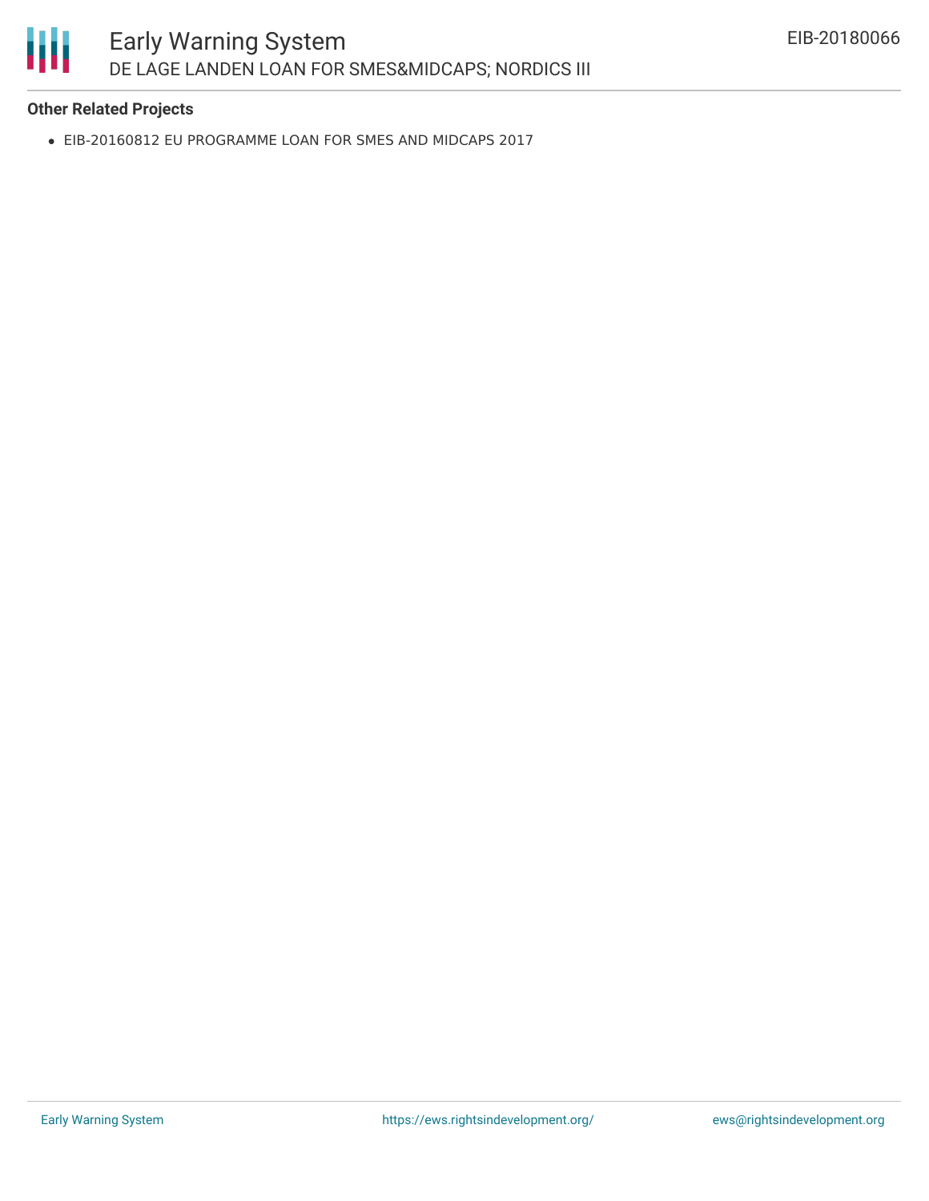### Other Related Projects

- EIB-20160812 EU PROGRAMME LOAN FOR SMES AND MIDCAPS 2017